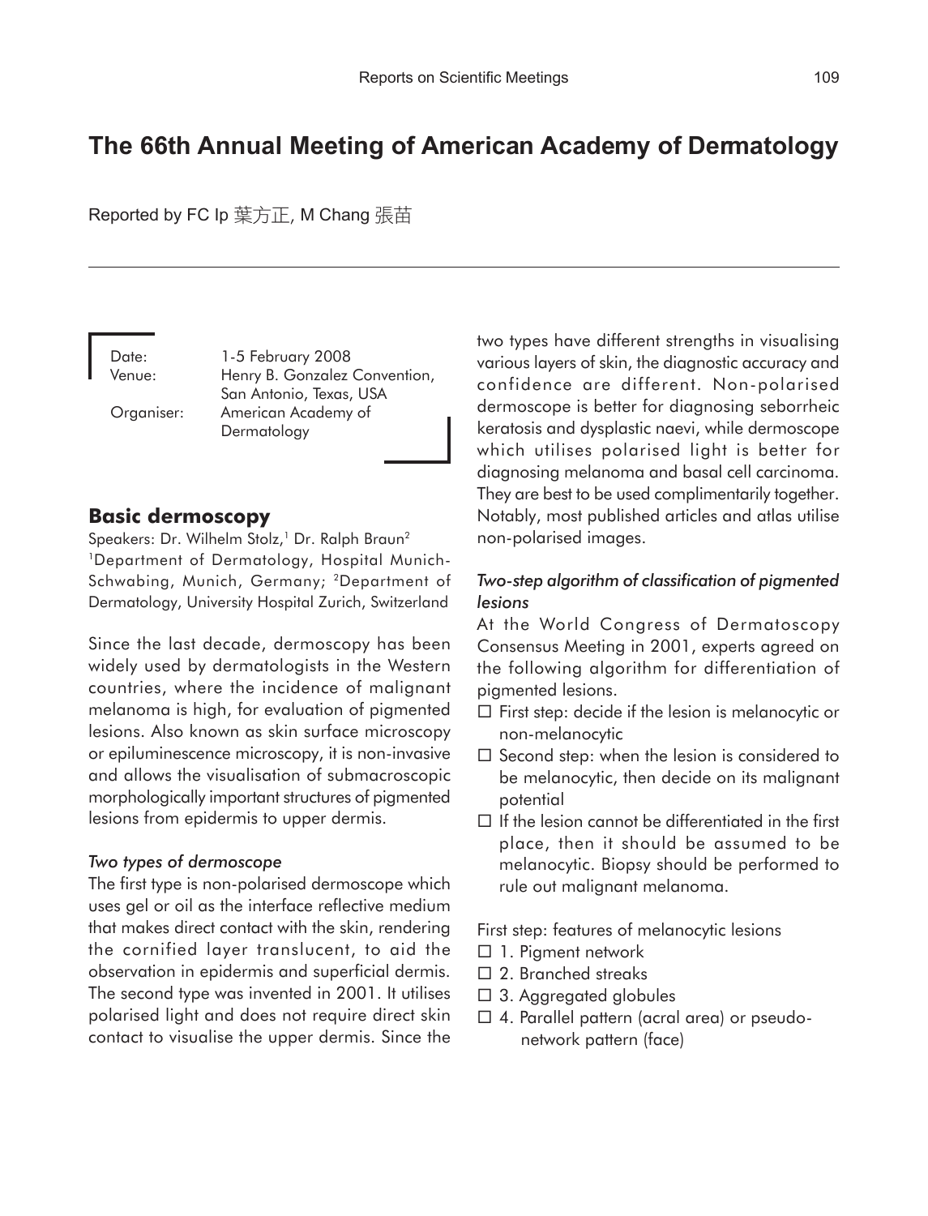# The 66th Annual Meeting of American Academy of Dermatology

Reported by FC Ip 葉方正, M Chang 張苗

Date: 1-5 February 2008
Venue: Henry B. Gonzalez Convention, San Antonio, Texas, USA
Organiser: American Academy of Dermatology

## Basic dermoscopy

Speakers: Dr. Wilhelm Stolz,[1] Dr. Ralph Braun[2]
[1]Department of Dermatology, Hospital Munich-Schwabing, Munich, Germany; [2]Department of Dermatology, University Hospital Zurich, Switzerland

Since the last decade, dermoscopy has been widely used by dermatologists in the Western countries, where the incidence of malignant melanoma is high, for evaluation of pigmented lesions. Also known as skin surface microscopy or epiluminescence microscopy, it is non-invasive and allows the visualisation of submacroscopic morphologically important structures of pigmented lesions from epidermis to upper dermis.

*Two types of dermoscope*

The first type is non-polarised dermoscope which uses gel or oil as the interface reflective medium that makes direct contact with the skin, rendering the cornified layer translucent, to aid the observation in epidermis and superficial dermis. The second type was invented in 2001. It utilises polarised light and does not require direct skin contact to visualise the upper dermis. Since the two types have different strengths in visualising various layers of skin, the diagnostic accuracy and confidence are different. Non-polarised dermoscope is better for diagnosing seborrheic keratosis and dysplastic naevi, while dermoscope which utilises polarised light is better for diagnosing melanoma and basal cell carcinoma. They are best to be used complimentarily together. Notably, most published articles and atlas utilise non-polarised images.

*Two-step algorithm of classification of pigmented lesions*

At the World Congress of Dermatoscopy Consensus Meeting in 2001, experts agreed on the following algorithm for differentiation of pigmented lesions.

- First step: decide if the lesion is melanocytic or non-melanocytic
- Second step: when the lesion is considered to be melanocytic, then decide on its malignant potential
- If the lesion cannot be differentiated in the first place, then it should be assumed to be melanocytic. Biopsy should be performed to rule out malignant melanoma.

First step: features of melanocytic lesions

- 1. Pigment network
- 2. Branched streaks
- 3. Aggregated globules
- 4. Parallel pattern (acral area) or pseudo-network pattern (face)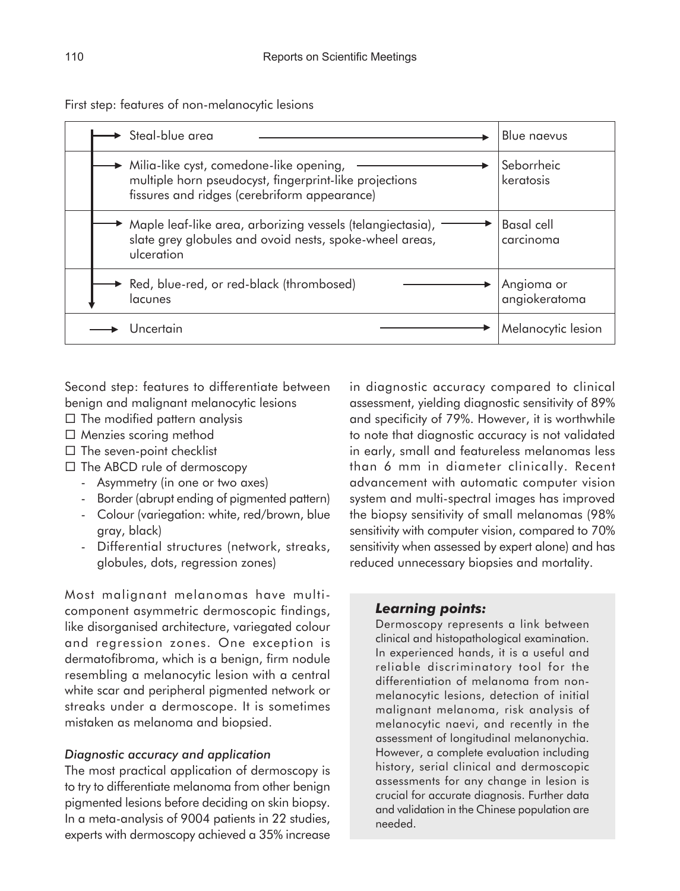First step: features of non-melanocytic lesions

| Features | Diagnosis |
|---|---|
| Steal-blue area | Blue naevus |
| Milia-like cyst, comedone-like opening, multiple horn pseudocyst, fingerprint-like projections fissures and ridges (cerebriform appearance) | Seborrheic keratosis |
| Maple leaf-like area, arborizing vessels (telangiectasia), slate grey globules and ovoid nests, spoke-wheel areas, ulceration | Basal cell carcinoma |
| Red, blue-red, or red-black (thrombosed) lacunes | Angioma or angiokeratoma |
| Uncertain | Melanocytic lesion |

Second step: features to differentiate between benign and malignant melanocytic lesions

- ☐ The modified pattern analysis
- ☐ Menzies scoring method
- ☐ The seven-point checklist
- ☐ The ABCD rule of dermoscopy
  - Asymmetry (in one or two axes)
  - Border (abrupt ending of pigmented pattern)
  - Colour (variegation: white, red/brown, blue gray, black)
  - Differential structures (network, streaks, globules, dots, regression zones)

Most malignant melanomas have multi-component asymmetric dermoscopic findings, like disorganised architecture, variegated colour and regression zones. One exception is dermatofibroma, which is a benign, firm nodule resembling a melanocytic lesion with a central white scar and peripheral pigmented network or streaks under a dermoscope. It is sometimes mistaken as melanoma and biopsied.

*Diagnostic accuracy and application*

The most practical application of dermoscopy is to try to differentiate melanoma from other benign pigmented lesions before deciding on skin biopsy. In a meta-analysis of 9004 patients in 22 studies, experts with dermoscopy achieved a 35% increase in diagnostic accuracy compared to clinical assessment, yielding diagnostic sensitivity of 89% and specificity of 79%. However, it is worthwhile to note that diagnostic accuracy is not validated in early, small and featureless melanomas less than 6 mm in diameter clinically. Recent advancement with automatic computer vision system and multi-spectral images has improved the biopsy sensitivity of small melanomas (98% sensitivity with computer vision, compared to 70% sensitivity when assessed by expert alone) and has reduced unnecessary biopsies and mortality.

***Learning points:***

Dermoscopy represents a link between clinical and histopathological examination. In experienced hands, it is a useful and reliable discriminatory tool for the differentiation of melanoma from non-melanocytic lesions, detection of initial malignant melanoma, risk analysis of melanocytic naevi, and recently in the assessment of longitudinal melanonychia. However, a complete evaluation including history, serial clinical and dermoscopic assessments for any change in lesion is crucial for accurate diagnosis. Further data and validation in the Chinese population are needed.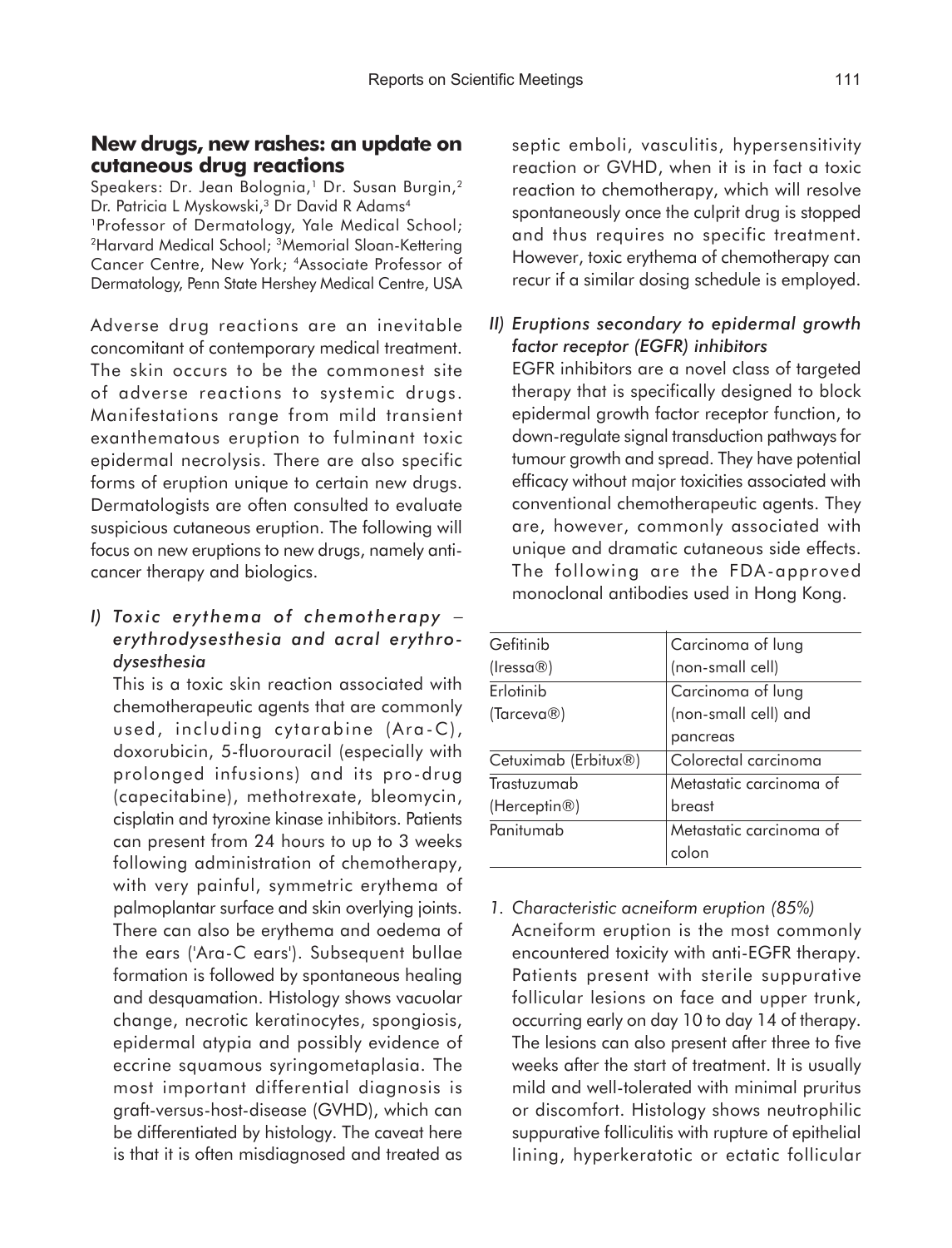## New drugs, new rashes: an update on cutaneous drug reactions

Speakers: Dr. Jean Bolognia,[1] Dr. Susan Burgin,[2] Dr. Patricia L Myskowski,[3] Dr David R Adams[4]

[1]Professor of Dermatology, Yale Medical School; [2]Harvard Medical School; [3]Memorial Sloan-Kettering Cancer Centre, New York; [4]Associate Professor of Dermatology, Penn State Hershey Medical Centre, USA

Adverse drug reactions are an inevitable concomitant of contemporary medical treatment. The skin occurs to be the commonest site of adverse reactions to systemic drugs. Manifestations range from mild transient exanthematous eruption to fulminant toxic epidermal necrolysis. There are also specific forms of eruption unique to certain new drugs. Dermatologists are often consulted to evaluate suspicious cutaneous eruption. The following will focus on new eruptions to new drugs, namely anti-cancer therapy and biologics.

*I) Toxic erythema of chemotherapy – erythrodysesthesia and acral erythrodysesthesia*

This is a toxic skin reaction associated with chemotherapeutic agents that are commonly used, including cytarabine (Ara-C), doxorubicin, 5-fluorouracil (especially with prolonged infusions) and its pro-drug (capecitabine), methotrexate, bleomycin, cisplatin and tyroxine kinase inhibitors. Patients can present from 24 hours to up to 3 weeks following administration of chemotherapy, with very painful, symmetric erythema of palmoplantar surface and skin overlying joints. There can also be erythema and oedema of the ears ('Ara-C ears'). Subsequent bullae formation is followed by spontaneous healing and desquamation. Histology shows vacuolar change, necrotic keratinocytes, spongiosis, epidermal atypia and possibly evidence of eccrine squamous syringometaplasia. The most important differential diagnosis is graft-versus-host-disease (GVHD), which can be differentiated by histology. The caveat here is that it is often misdiagnosed and treated as septic emboli, vasculitis, hypersensitivity reaction or GVHD, when it is in fact a toxic reaction to chemotherapy, which will resolve spontaneously once the culprit drug is stopped and thus requires no specific treatment. However, toxic erythema of chemotherapy can recur if a similar dosing schedule is employed.

*II) Eruptions secondary to epidermal growth factor receptor (EGFR) inhibitors*

EGFR inhibitors are a novel class of targeted therapy that is specifically designed to block epidermal growth factor receptor function, to down-regulate signal transduction pathways for tumour growth and spread. They have potential efficacy without major toxicities associated with conventional chemotherapeutic agents. They are, however, commonly associated with unique and dramatic cutaneous side effects. The following are the FDA-approved monoclonal antibodies used in Hong Kong.

| | |
|---|---|
| Gefitinib (Iressa®) | Carcinoma of lung (non-small cell) |
| Erlotinib (Tarceva®) | Carcinoma of lung (non-small cell) and pancreas |
| Cetuximab (Erbitux®) | Colorectal carcinoma |
| Trastuzumab (Herceptin®) | Metastatic carcinoma of breast |
| Panitumab | Metastatic carcinoma of colon |

*1. Characteristic acneiform eruption (85%)*

Acneiform eruption is the most commonly encountered toxicity with anti-EGFR therapy. Patients present with sterile suppurative follicular lesions on face and upper trunk, occurring early on day 10 to day 14 of therapy. The lesions can also present after three to five weeks after the start of treatment. It is usually mild and well-tolerated with minimal pruritus or discomfort. Histology shows neutrophilic suppurative folliculitis with rupture of epithelial lining, hyperkeratotic or ectatic follicular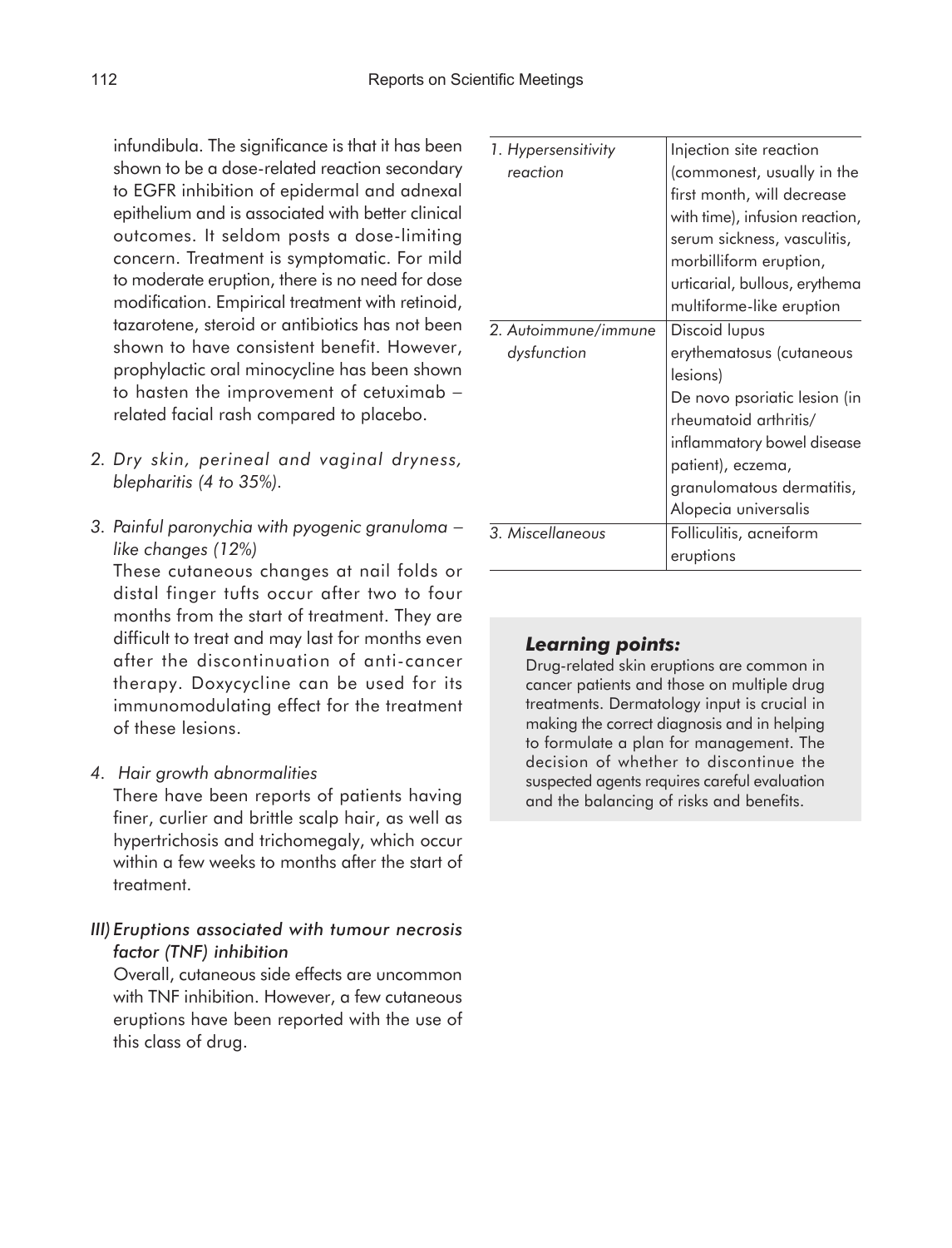infundibula. The significance is that it has been shown to be a dose-related reaction secondary to EGFR inhibition of epidermal and adnexal epithelium and is associated with better clinical outcomes. It seldom posts a dose-limiting concern. Treatment is symptomatic. For mild to moderate eruption, there is no need for dose modification. Empirical treatment with retinoid, tazarotene, steroid or antibiotics has not been shown to have consistent benefit. However, prophylactic oral minocycline has been shown to hasten the improvement of cetuximab – related facial rash compared to placebo.

2. *Dry skin, perineal and vaginal dryness, blepharitis (4 to 35%).*

3. *Painful paronychia with pyogenic granuloma – like changes (12%)*

   These cutaneous changes at nail folds or distal finger tufts occur after two to four months from the start of treatment. They are difficult to treat and may last for months even after the discontinuation of anti-cancer therapy. Doxycycline can be used for its immunomodulating effect for the treatment of these lesions.

4. *Hair growth abnormalities*

   There have been reports of patients having finer, curlier and brittle scalp hair, as well as hypertrichosis and trichomegaly, which occur within a few weeks to months after the start of treatment.

*III) Eruptions associated with tumour necrosis factor (TNF) inhibition*

Overall, cutaneous side effects are uncommon with TNF inhibition. However, a few cutaneous eruptions have been reported with the use of this class of drug.

| | |
|---|---|
| *1. Hypersensitivity reaction* | Injection site reaction (commonest, usually in the first month, will decrease with time), infusion reaction, serum sickness, vasculitis, morbilliform eruption, urticarial, bullous, erythema multiforme-like eruption |
| *2. Autoimmune/immune dysfunction* | Discoid lupus erythematosus (cutaneous lesions)<br>De novo psoriatic lesion (in rheumatoid arthritis/ inflammatory bowel disease patient), eczema, granulomatous dermatitis, Alopecia universalis |
| *3. Miscellaneous* | Folliculitis, acneiform eruptions |

***Learning points:***

Drug-related skin eruptions are common in cancer patients and those on multiple drug treatments. Dermatology input is crucial in making the correct diagnosis and in helping to formulate a plan for management. The decision of whether to discontinue the suspected agents requires careful evaluation and the balancing of risks and benefits.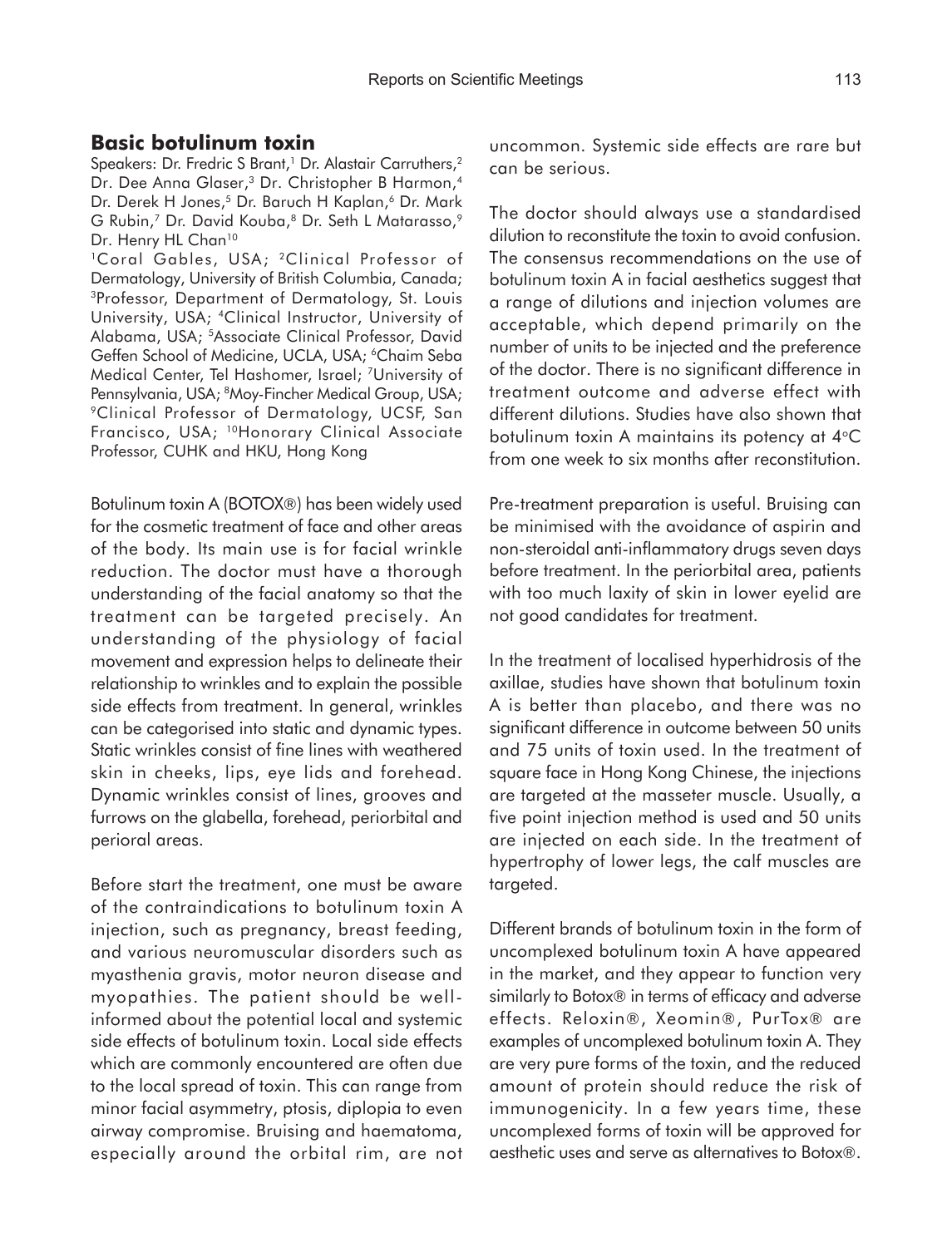## Basic botulinum toxin

Speakers: Dr. Fredric S Brant,[1] Dr. Alastair Carruthers,[2] Dr. Dee Anna Glaser,[3] Dr. Christopher B Harmon,[4] Dr. Derek H Jones,[5] Dr. Baruch H Kaplan,[6] Dr. Mark G Rubin,[7] Dr. David Kouba,[8] Dr. Seth L Matarasso,[9] Dr. Henry HL Chan[10]

[1]Coral Gables, USA; [2]Clinical Professor of Dermatology, University of British Columbia, Canada; [3]Professor, Department of Dermatology, St. Louis University, USA; [4]Clinical Instructor, University of Alabama, USA; [5]Associate Clinical Professor, David Geffen School of Medicine, UCLA, USA; [6]Chaim Seba Medical Center, Tel Hashomer, Israel; [7]University of Pennsylvania, USA; [8]Moy-Fincher Medical Group, USA; [9]Clinical Professor of Dermatology, UCSF, San Francisco, USA; [10]Honorary Clinical Associate Professor, CUHK and HKU, Hong Kong

Botulinum toxin A (BOTOX®) has been widely used for the cosmetic treatment of face and other areas of the body. Its main use is for facial wrinkle reduction. The doctor must have a thorough understanding of the facial anatomy so that the treatment can be targeted precisely. An understanding of the physiology of facial movement and expression helps to delineate their relationship to wrinkles and to explain the possible side effects from treatment. In general, wrinkles can be categorised into static and dynamic types. Static wrinkles consist of fine lines with weathered skin in cheeks, lips, eye lids and forehead. Dynamic wrinkles consist of lines, grooves and furrows on the glabella, forehead, periorbital and perioral areas.

Before start the treatment, one must be aware of the contraindications to botulinum toxin A injection, such as pregnancy, breast feeding, and various neuromuscular disorders such as myasthenia gravis, motor neuron disease and myopathies. The patient should be well-informed about the potential local and systemic side effects of botulinum toxin. Local side effects which are commonly encountered are often due to the local spread of toxin. This can range from minor facial asymmetry, ptosis, diplopia to even airway compromise. Bruising and haematoma, especially around the orbital rim, are not uncommon. Systemic side effects are rare but can be serious.

The doctor should always use a standardised dilution to reconstitute the toxin to avoid confusion. The consensus recommendations on the use of botulinum toxin A in facial aesthetics suggest that a range of dilutions and injection volumes are acceptable, which depend primarily on the number of units to be injected and the preference of the doctor. There is no significant difference in treatment outcome and adverse effect with different dilutions. Studies have also shown that botulinum toxin A maintains its potency at 4°C from one week to six months after reconstitution.

Pre-treatment preparation is useful. Bruising can be minimised with the avoidance of aspirin and non-steroidal anti-inflammatory drugs seven days before treatment. In the periorbital area, patients with too much laxity of skin in lower eyelid are not good candidates for treatment.

In the treatment of localised hyperhidrosis of the axillae, studies have shown that botulinum toxin A is better than placebo, and there was no significant difference in outcome between 50 units and 75 units of toxin used. In the treatment of square face in Hong Kong Chinese, the injections are targeted at the masseter muscle. Usually, a five point injection method is used and 50 units are injected on each side. In the treatment of hypertrophy of lower legs, the calf muscles are targeted.

Different brands of botulinum toxin in the form of uncomplexed botulinum toxin A have appeared in the market, and they appear to function very similarly to Botox® in terms of efficacy and adverse effects. Reloxin®, Xeomin®, PurTox® are examples of uncomplexed botulinum toxin A. They are very pure forms of the toxin, and the reduced amount of protein should reduce the risk of immunogenicity. In a few years time, these uncomplexed forms of toxin will be approved for aesthetic uses and serve as alternatives to Botox®.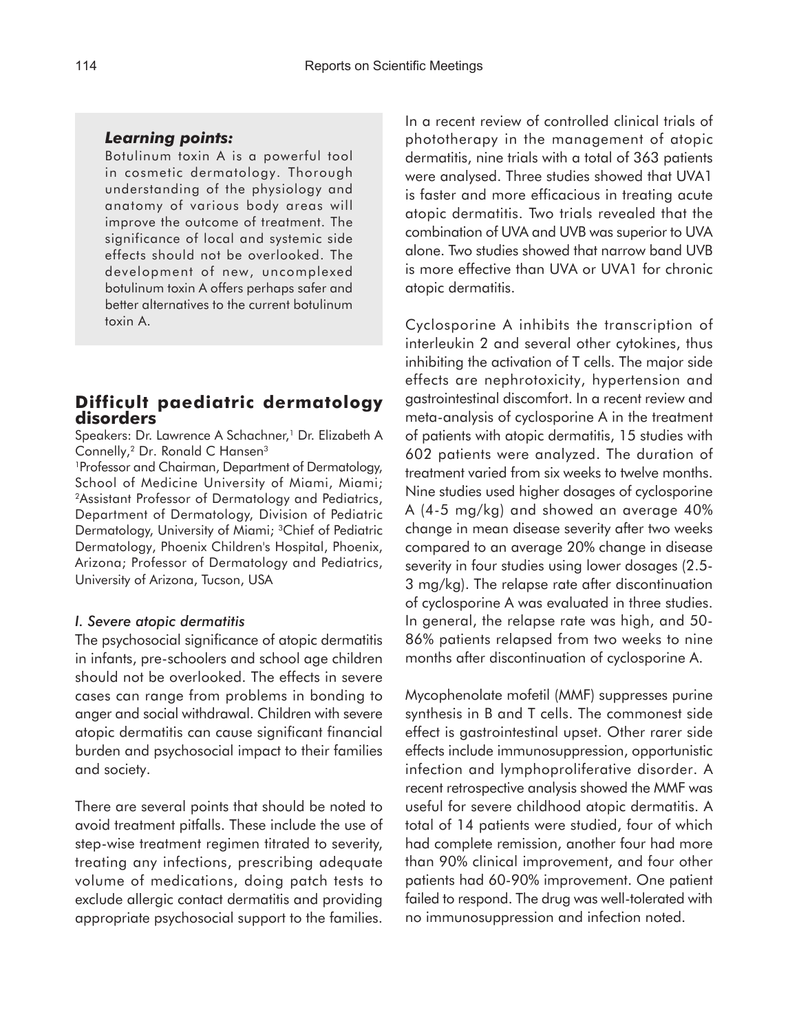### *Learning points:*

Botulinum toxin A is a powerful tool in cosmetic dermatology. Thorough understanding of the physiology and anatomy of various body areas will improve the outcome of treatment. The significance of local and systemic side effects should not be overlooked. The development of new, uncomplexed botulinum toxin A offers perhaps safer and better alternatives to the current botulinum toxin A.

## Difficult paediatric dermatology disorders

Speakers: Dr. Lawrence A Schachner,[1] Dr. Elizabeth A Connelly,[2] Dr. Ronald C Hansen[3]

[1]Professor and Chairman, Department of Dermatology, School of Medicine University of Miami, Miami; [2]Assistant Professor of Dermatology and Pediatrics, Department of Dermatology, Division of Pediatric Dermatology, University of Miami; [3]Chief of Pediatric Dermatology, Phoenix Children's Hospital, Phoenix, Arizona; Professor of Dermatology and Pediatrics, University of Arizona, Tucson, USA

### *I. Severe atopic dermatitis*

The psychosocial significance of atopic dermatitis in infants, pre-schoolers and school age children should not be overlooked. The effects in severe cases can range from problems in bonding to anger and social withdrawal. Children with severe atopic dermatitis can cause significant financial burden and psychosocial impact to their families and society.

There are several points that should be noted to avoid treatment pitfalls. These include the use of step-wise treatment regimen titrated to severity, treating any infections, prescribing adequate volume of medications, doing patch tests to exclude allergic contact dermatitis and providing appropriate psychosocial support to the families.

In a recent review of controlled clinical trials of phototherapy in the management of atopic dermatitis, nine trials with a total of 363 patients were analysed. Three studies showed that UVA1 is faster and more efficacious in treating acute atopic dermatitis. Two trials revealed that the combination of UVA and UVB was superior to UVA alone. Two studies showed that narrow band UVB is more effective than UVA or UVA1 for chronic atopic dermatitis.

Cyclosporine A inhibits the transcription of interleukin 2 and several other cytokines, thus inhibiting the activation of T cells. The major side effects are nephrotoxicity, hypertension and gastrointestinal discomfort. In a recent review and meta-analysis of cyclosporine A in the treatment of patients with atopic dermatitis, 15 studies with 602 patients were analyzed. The duration of treatment varied from six weeks to twelve months. Nine studies used higher dosages of cyclosporine A (4-5 mg/kg) and showed an average 40% change in mean disease severity after two weeks compared to an average 20% change in disease severity in four studies using lower dosages (2.5-3 mg/kg). The relapse rate after discontinuation of cyclosporine A was evaluated in three studies. In general, the relapse rate was high, and 50-86% patients relapsed from two weeks to nine months after discontinuation of cyclosporine A.

Mycophenolate mofetil (MMF) suppresses purine synthesis in B and T cells. The commonest side effect is gastrointestinal upset. Other rarer side effects include immunosuppression, opportunistic infection and lymphoproliferative disorder. A recent retrospective analysis showed the MMF was useful for severe childhood atopic dermatitis. A total of 14 patients were studied, four of which had complete remission, another four had more than 90% clinical improvement, and four other patients had 60-90% improvement. One patient failed to respond. The drug was well-tolerated with no immunosuppression and infection noted.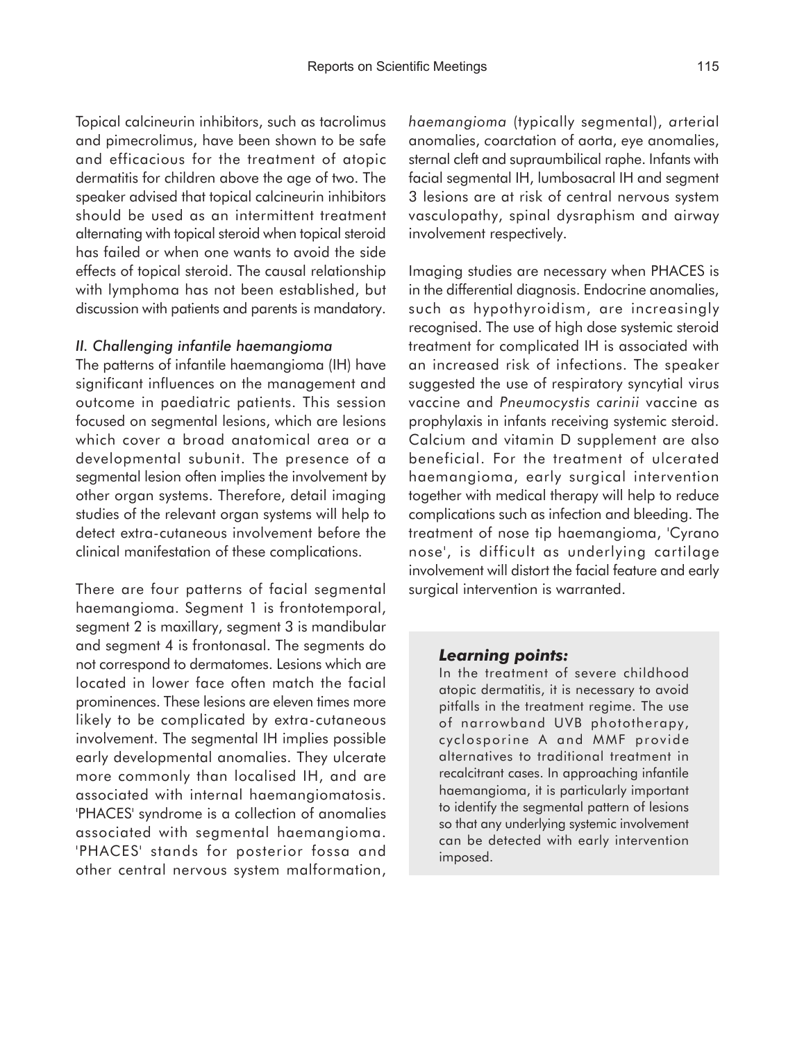Topical calcineurin inhibitors, such as tacrolimus and pimecrolimus, have been shown to be safe and efficacious for the treatment of atopic dermatitis for children above the age of two. The speaker advised that topical calcineurin inhibitors should be used as an intermittent treatment alternating with topical steroid when topical steroid has failed or when one wants to avoid the side effects of topical steroid. The causal relationship with lymphoma has not been established, but discussion with patients and parents is mandatory.

### *II. Challenging infantile haemangioma*

The patterns of infantile haemangioma (IH) have significant influences on the management and outcome in paediatric patients. This session focused on segmental lesions, which are lesions which cover a broad anatomical area or a developmental subunit. The presence of a segmental lesion often implies the involvement by other organ systems. Therefore, detail imaging studies of the relevant organ systems will help to detect extra-cutaneous involvement before the clinical manifestation of these complications.

There are four patterns of facial segmental haemangioma. Segment 1 is frontotemporal, segment 2 is maxillary, segment 3 is mandibular and segment 4 is frontonasal. The segments do not correspond to dermatomes. Lesions which are located in lower face often match the facial prominences. These lesions are eleven times more likely to be complicated by extra-cutaneous involvement. The segmental IH implies possible early developmental anomalies. They ulcerate more commonly than localised IH, and are associated with internal haemangiomatosis. 'PHACES' syndrome is a collection of anomalies associated with segmental haemangioma. 'PHACES' stands for posterior fossa and other central nervous system malformation, *haemangioma* (typically segmental), *a*rterial anomalies, *c*oarctation of aorta, *e*ye anomalies, *s*ternal cleft and supraumbilical raphe. Infants with facial segmental IH, lumbosacral IH and segment 3 lesions are at risk of central nervous system vasculopathy, spinal dysraphism and airway involvement respectively.

Imaging studies are necessary when PHACES is in the differential diagnosis. Endocrine anomalies, such as hypothyroidism, are increasingly recognised. The use of high dose systemic steroid treatment for complicated IH is associated with an increased risk of infections. The speaker suggested the use of respiratory syncytial virus vaccine and *Pneumocystis carinii* vaccine as prophylaxis in infants receiving systemic steroid. Calcium and vitamin D supplement are also beneficial. For the treatment of ulcerated haemangioma, early surgical intervention together with medical therapy will help to reduce complications such as infection and bleeding. The treatment of nose tip haemangioma, 'Cyrano nose', is difficult as underlying cartilage involvement will distort the facial feature and early surgical intervention is warranted.

> ***Learning points:***
>
> In the treatment of severe childhood atopic dermatitis, it is necessary to avoid pitfalls in the treatment regime. The use of narrowband UVB phototherapy, cyclosporine A and MMF provide alternatives to traditional treatment in recalcitrant cases. In approaching infantile haemangioma, it is particularly important to identify the segmental pattern of lesions so that any underlying systemic involvement can be detected with early intervention imposed.